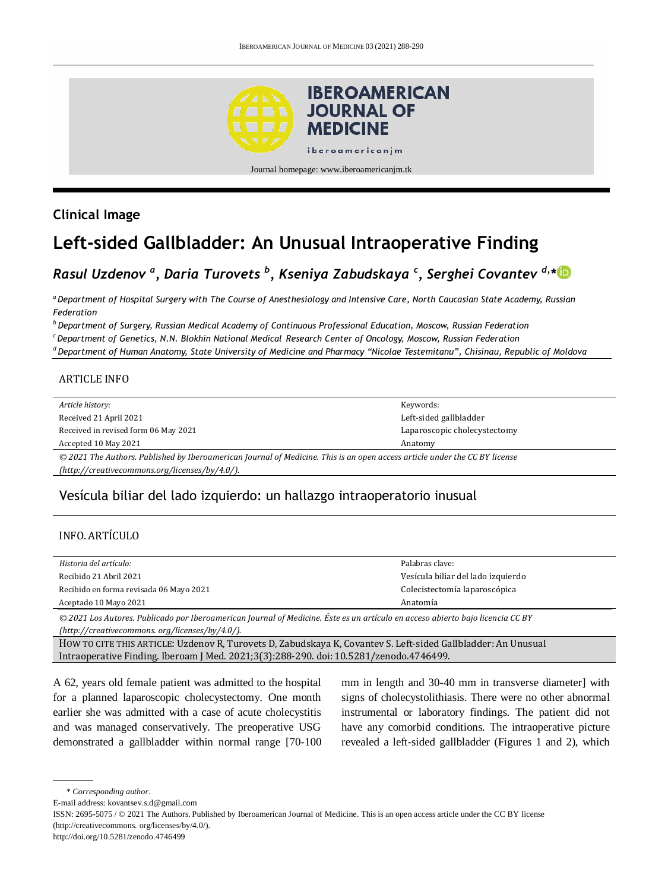## Clinical Image

# Left-sided Gallbladder: An Unusual Intraoperative Finding

***Rasul Uzdenov [a], Daria Turovets [b], Kseniya Zabudskaya [c], Serghei Covantev [d,*]***

*[a] Department of Hospital Surgery with The Course of Anesthesiology and Intensive Care, North Caucasian State Academy, Russian Federation*

*[b] Department of Surgery, Russian Medical Academy of Continuous Professional Education, Moscow, Russian Federation*

*[c] Department of Genetics, N.N. Blokhin National Medical Research Center of Oncology, Moscow, Russian Federation*

*[d] Department of Human Anatomy, State University of Medicine and Pharmacy "Nicolae Testemitanu", Chisinau, Republic of Moldova*

### ARTICLE INFO

| *Article history:* | Keywords: |
|---|---|
| Received 21 April 2021 | Left-sided gallbladder |
| Received in revised form 06 May 2021 | Laparoscopic cholecystectomy |
| Accepted 10 May 2021 | Anatomy |

*© 2021 The Authors. Published by Iberoamerican Journal of Medicine. This is an open access article under the CC BY license (http://creativecommons.org/licenses/by/4.0/).*

## Vesícula biliar del lado izquierdo: un hallazgo intraoperatorio inusual

### INFO. ARTÍCULO

| *Historia del artículo:* | Palabras clave: |
|---|---|
| Recibido 21 Abril 2021 | Vesícula biliar del lado izquierdo |
| Recibido en forma revisada 06 Mayo 2021 | Colecistectomía laparoscópica |
| Aceptado 10 Mayo 2021 | Anatomía |

*© 2021 Los Autores. Publicado por Iberoamerican Journal of Medicine. Éste es un artículo en acceso abierto bajo licencia CC BY (http://creativecommons. org/licenses/by/4.0/).*

HOW TO CITE THIS ARTICLE: Uzdenov R, Turovets D, Zabudskaya K, Covantev S. Left-sided Gallbladder: An Unusual Intraoperative Finding. Iberoam J Med. 2021;3(3):288-290. doi: 10.5281/zenodo.4746499.

A 62, years old female patient was admitted to the hospital for a planned laparoscopic cholecystectomy. One month earlier she was admitted with a case of acute cholecystitis and was managed conservatively. The preoperative USG demonstrated a gallbladder within normal range [70-100 mm in length and 30-40 mm in transverse diameter] with signs of cholecystolithiasis. There were no other abnormal instrumental or laboratory findings. The patient did not have any comorbid conditions. The intraoperative picture revealed a left-sided gallbladder (Figures 1 and 2), which

\* *Corresponding author.*

E-mail address: kovantsev.s.d@gmail.com

ISSN: 2695-5075 / © 2021 The Authors. Published by Iberoamerican Journal of Medicine. This is an open access article under the CC BY license (http://creativecommons. org/licenses/by/4.0/).

http://doi.org/10.5281/zenodo.4746499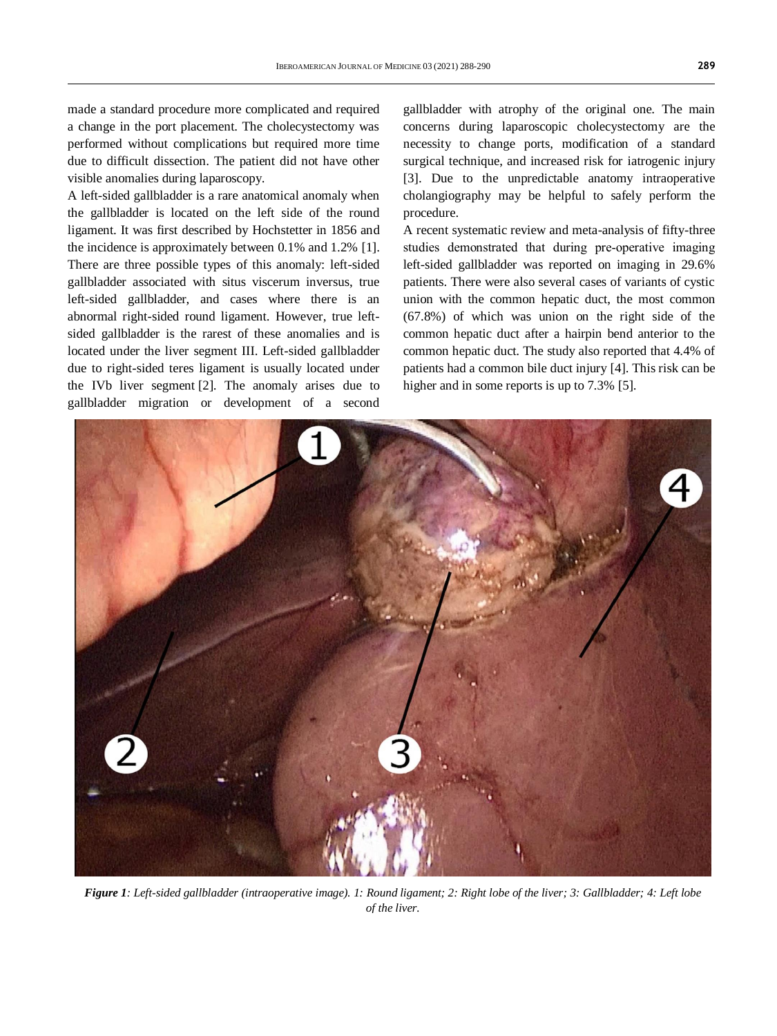made a standard procedure more complicated and required a change in the port placement. The cholecystectomy was performed without complications but required more time due to difficult dissection. The patient did not have other visible anomalies during laparoscopy.

A left-sided gallbladder is a rare anatomical anomaly when the gallbladder is located on the left side of the round ligament. It was first described by Hochstetter in 1856 and the incidence is approximately between 0.1% and 1.2% [1]. There are three possible types of this anomaly: left-sided gallbladder associated with situs viscerum inversus, true left-sided gallbladder, and cases where there is an abnormal right-sided round ligament. However, true left-sided gallbladder is the rarest of these anomalies and is located under the liver segment III. Left-sided gallbladder due to right-sided teres ligament is usually located under the IVb liver segment [2]. The anomaly arises due to gallbladder migration or development of a second gallbladder with atrophy of the original one. The main concerns during laparoscopic cholecystectomy are the necessity to change ports, modification of a standard surgical technique, and increased risk for iatrogenic injury [3]. Due to the unpredictable anatomy intraoperative cholangiography may be helpful to safely perform the procedure.

A recent systematic review and meta-analysis of fifty-three studies demonstrated that during pre-operative imaging left-sided gallbladder was reported on imaging in 29.6% patients. There were also several cases of variants of cystic union with the common hepatic duct, the most common (67.8%) of which was union on the right side of the common hepatic duct after a hairpin bend anterior to the common hepatic duct. The study also reported that 4.4% of patients had a common bile duct injury [4]. This risk can be higher and in some reports is up to 7.3% [5].

***Figure 1****: Left-sided gallbladder (intraoperative image). 1: Round ligament; 2: Right lobe of the liver; 3: Gallbladder; 4: Left lobe of the liver.*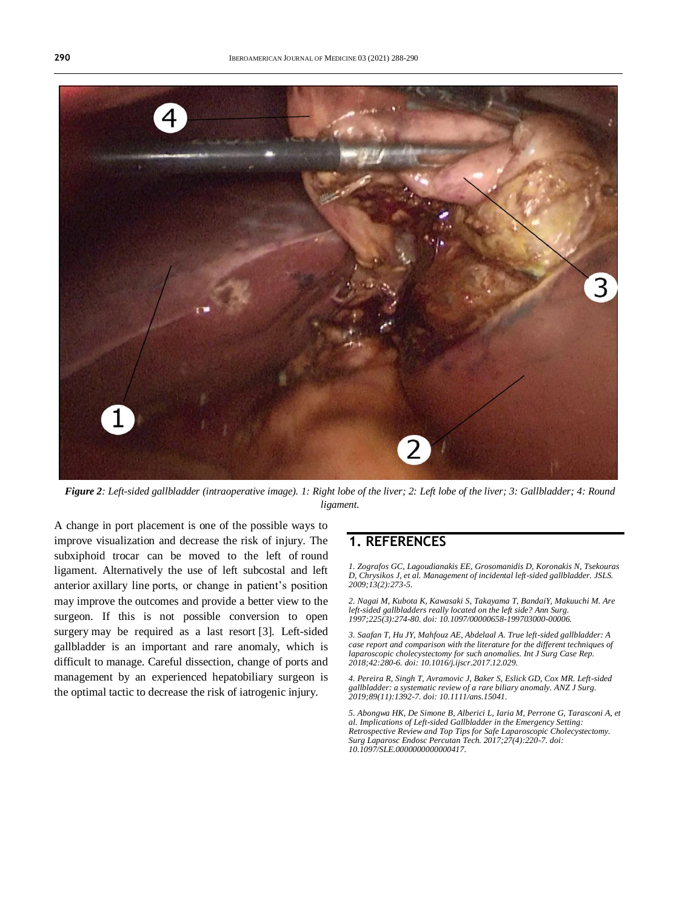*Figure 2: Left-sided gallbladder (intraoperative image). 1: Right lobe of the liver; 2: Left lobe of the liver; 3: Gallbladder; 4: Round ligament.*

A change in port placement is one of the possible ways to improve visualization and decrease the risk of injury. The subxiphoid trocar can be moved to the left of round ligament. Alternatively the use of left subcostal and left anterior axillary line ports, or change in patient's position may improve the outcomes and provide a better view to the surgeon. If this is not possible conversion to open surgery may be required as a last resort [3]. Left-sided gallbladder is an important and rare anomaly, which is difficult to manage. Careful dissection, change of ports and management by an experienced hepatobiliary surgeon is the optimal tactic to decrease the risk of iatrogenic injury.

## 1. REFERENCES

*1. Zografos GC, Lagoudianakis EE, Grosomanidis D, Koronakis N, Tsekouras D, Chrysikos J, et al. Management of incidental left-sided gallbladder. JSLS. 2009;13(2):273-5.*

*2. Nagai M, Kubota K, Kawasaki S, Takayama T, BandaiY, Makuuchi M. Are left-sided gallbladders really located on the left side? Ann Surg. 1997;225(3):274-80. doi: 10.1097/00000658-199703000-00006.*

*3. Saafan T, Hu JY, Mahfouz AE, Abdelaal A. True left-sided gallbladder: A case report and comparison with the literature for the different techniques of laparoscopic cholecystectomy for such anomalies. Int J Surg Case Rep. 2018;42:280-6. doi: 10.1016/j.ijscr.2017.12.029.*

*4. Pereira R, Singh T, Avramovic J, Baker S, Eslick GD, Cox MR. Left-sided gallbladder: a systematic review of a rare biliary anomaly. ANZ J Surg. 2019;89(11):1392-7. doi: 10.1111/ans.15041.*

*5. Abongwa HK, De Simone B, Alberici L, Iaria M, Perrone G, Tarasconi A, et al. Implications of Left-sided Gallbladder in the Emergency Setting: Retrospective Review and Top Tips for Safe Laparoscopic Cholecystectomy. Surg Laparosc Endosc Percutan Tech. 2017;27(4):220-7. doi: 10.1097/SLE.0000000000000417.*